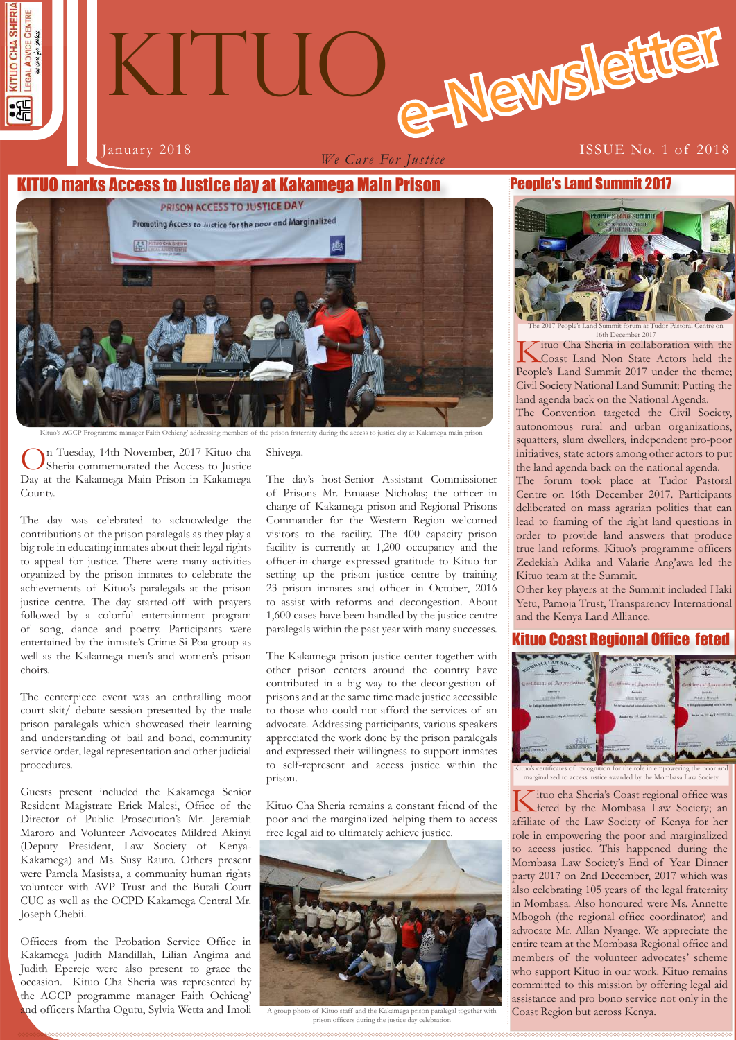# KITUO e-Newsletter

January 2018

*We Care For Justice*

ISSUE No. 1 of 2018

## KITUO marks Access to Justice day at Kakamega Main Prison

Kituo's AGCP Programme manager Faith Ochieng' addressing members of the prison fraternity during the access to justice day at Kakamega main prison

On Tuesday, 14th November, 2017 Kituo cha Sheria commemorated the Access to Justice Day at the Kakamega Main Prison in Kakamega County.

The day was celebrated to acknowledge the contributions of the prison paralegals as they play a big role in educating inmates about their legal rights to appeal for justice. There were many activities organized by the prison inmates to celebrate the achievements of Kituo's paralegals at the prison justice centre. The day started-off with prayers followed by a colorful entertainment program of song, dance and poetry. Participants were entertained by the inmate's Crime Si Poa group as well as the Kakamega men's and women's prison choirs.

The centerpiece event was an enthralling moot court skit/ debate session presented by the male prison paralegals which showcased their learning and understanding of bail and bond, community service order, legal representation and other judicial procedures.

Guests present included the Kakamega Senior Resident Magistrate Erick Malesi, Office of the Director of Public Prosecution's Mr. Jeremiah Maroro and Volunteer Advocates Mildred Akinyi (Deputy President, Law Society of Kenya-Kakamega) and Ms. Susy Rauto. Others present were Pamela Masistsa, a community human rights volunteer with AVP Trust and the Butali Court CUC as well as the OCPD Kakamega Central Mr. Joseph Chebii.

Officers from the Probation Service Office in Kakamega Judith Mandillah, Lilian Angima and Judith Epereje were also present to grace the occasion. Kituo Cha Sheria was represented by the AGCP programme manager Faith Ochieng' and officers Martha Ogutu, Sylvia Wetta and Imoli Shivega.

The day's host-Senior Assistant Commissioner of Prisons Mr. Emaase Nicholas; the officer in charge of Kakamega prison and Regional Prisons Commander for the Western Region welcomed visitors to the facility. The 400 capacity prison facility is currently at 1,200 occupancy and the officer-in-charge expressed gratitude to Kituo for setting up the prison justice centre by training 23 prison inmates and officer in October, 2016 to assist with reforms and decongestion. About 1,600 cases have been handled by the justice centre paralegals within the past year with many successes.

The Kakamega prison justice center together with other prison centers around the country have contributed in a big way to the decongestion of prisons and at the same time made justice accessible to those who could not afford the services of an advocate. Addressing participants, various speakers appreciated the work done by the prison paralegals and expressed their willingness to support inmates to self-represent and access justice within the prison.

Kituo Cha Sheria remains a constant friend of the poor and the marginalized helping them to access free legal aid to ultimately achieve justice.

A group photo of Kituo staff and the Kakamega prison paralegal together with prison officers during the justice day celebration

## People's Land Summit 2017

The 2017 People's Land Summit forum at Tudor Pastoral Centre on 16th December 2017

Kituo Cha Sheria in collaboration with the Coast Land Non State Actors held the People's Land Summit 2017 under the theme; Civil Society National Land Summit: Putting the land agenda back on the National Agenda.

The Convention targeted the Civil Society, autonomous rural and urban organizations, squatters, slum dwellers, independent pro-poor initiatives, state actors among other actors to put the land agenda back on the national agenda.

The forum took place at Tudor Pastoral Centre on 16th December 2017. Participants deliberated on mass agrarian politics that can lead to framing of the right land questions in order to provide land answers that produce true land reforms. Kituo's programme officers Zedekiah Adika and Valarie Ang'awa led the Kituo team at the Summit.

Other key players at the Summit included Haki Yetu, Pamoja Trust, Transparency International and the Kenya Land Alliance.

## Kituo Coast Regional Office feted

Kituo's certificates of recognition for the role in empowering the poor and marginalized to access justice awarded by the Mombasa Law Society

Kituo cha Sheria's Coast regional office was feted by the Mombasa Law Society; an affiliate of the Law Society of Kenya for her role in empowering the poor and marginalized to access justice. This happened during the Mombasa Law Society's End of Year Dinner party 2017 on 2nd December, 2017 which was also celebrating 105 years of the legal fraternity in Mombasa. Also honoured were Ms. Annette Mbogoh (the regional office coordinator) and advocate Mr. Allan Nyange. We appreciate the entire team at the Mombasa Regional office and members of the volunteer advocates' scheme who support Kituo in our work. Kituo remains committed to this mission by offering legal aid assistance and pro bono service not only in the Coast Region but across Kenya.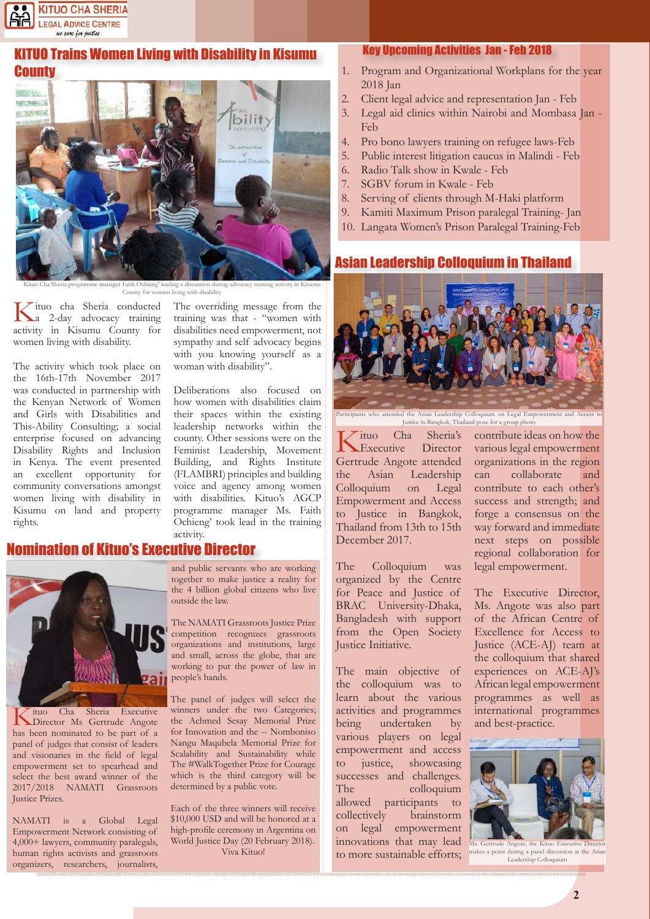## KITUO Trains Women Living with Disability in Kisumu County

Kituo Cha Sheria programme manager Faith Ochieng' leading a discussion during advocacy training activity in Kisumu County for women living with disability

Kituo cha Sheria conducted a 2-day advocacy training activity in Kisumu County for women living with disability.

The activity which took place on the 16th-17th November 2017 was conducted in partnership with the Kenyan Network of Women and Girls with Disabilities and This-Ability Consulting; a social enterprise focused on advancing Disability Rights and Inclusion in Kenya. The event presented an excellent opportunity for community conversations amongst women living with disability in Kisumu on land and property rights.

The overriding message from the training was that - "women with disabilities need empowerment, not sympathy and self advocacy begins with you knowing yourself as a woman with disability".

Deliberations also focused on how women with disabilities claim their spaces within the existing leadership networks within the county. Other sessions were on the Feminist Leadership, Movement Building, and Rights Institute (FLAMBRI) principles and building voice and agency among women with disabilities. Kituo's AGCP programme manager Ms. Faith Ochieng' took lead in the training activity.

## Nomination of Kituo's Executive Director

Kituo Cha Sheria Executive Director Ms Gertrude Angote has been nominated to be part of a panel of judges that consist of leaders and visionaries in the field of legal empowerment set to spearhead and select the best award winner of the 2017/2018 NAMATI Grassroots Justice Prizes.

NAMATI is a Global Legal Empowerment Network consisting of 4,000+ lawyers, community paralegals, human rights activists and grassroots organizers, researchers, journalists, and public servants who are working together to make justice a reality for the 4 billion global citizens who live outside the law.

The NAMATI Grassroots Justice Prize competition recognizes grassroots organizations and institutions, large and small, across the globe, that are working to put the power of law in people's hands.

The panel of judges will select the winners under the two Categories; the Achmed Sesay Memorial Prize for Innovation and the -- Nomboniso Nangu Maqubela Memorial Prize for Scalability and Sustainability while The #WalkTogether Prize for Courage which is the third category will be determined by a public vote.

Each of the three winners will receive $10,000 USD and will be honored at a high-profile ceremony in Argentina on World Justice Day (20 February 2018).

Viva Kituo!

## Key Upcoming Activities Jan - Feb 2018

1. Program and Organizational Workplans for the year 2018 Jan
2. Client legal advice and representation Jan - Feb
3. Legal aid clinics within Nairobi and Mombasa Jan - Feb
4. Pro bono lawyers training on refugee laws-Feb
5. Public interest litigation caucus in Malindi - Feb
6. Radio Talk show in Kwale - Feb
7. SGBV forum in Kwale - Feb
8. Serving of clients through M-Haki platform
9. Kamiti Maximum Prison paralegal Training- Jan
10. Langata Women's Prison Paralegal Training-Feb

## Asian Leadership Colloquium in Thailand

Participants who attended the Asian Leadership Colloquium on Legal Empowerment and Access to Justice in Bangkok, Thailand pose for a group photo

Kituo Cha Sheria's Executive Director Gertrude Angote attended the Asian Leadership Colloquium on Legal Empowerment and Access to Justice in Bangkok, Thailand from 13th to 15th December 2017.

The Colloquium was organized by the Centre for Peace and Justice of BRAC University-Dhaka, Bangladesh with support from the Open Society Justice Initiative.

The main objective of the colloquium was to learn about the various activities and programmes being undertaken by various players on legal empowerment and access to justice, showcasing successes and challenges. The colloquium allowed participants to collectively brainstorm on legal empowerment innovations that may lead to more sustainable efforts; contribute ideas on how the various legal empowerment organizations in the region can collaborate and contribute to each other's success and strength; and forge a consensus on the way forward and immediate next steps on possible regional collaboration for legal empowerment.

The Executive Director, Ms. Angote was also part of the African Centre of Excellence for Access to Justice (ACE-AJ) team at the colloquium that shared experiences on ACE-AJ's African legal empowerment programmes as well as international programmes and best-practice.

Ms. Gertrude Angote, the Kituo Executive Director makes a point during a panel discussion at the Asian Leadership Colloquium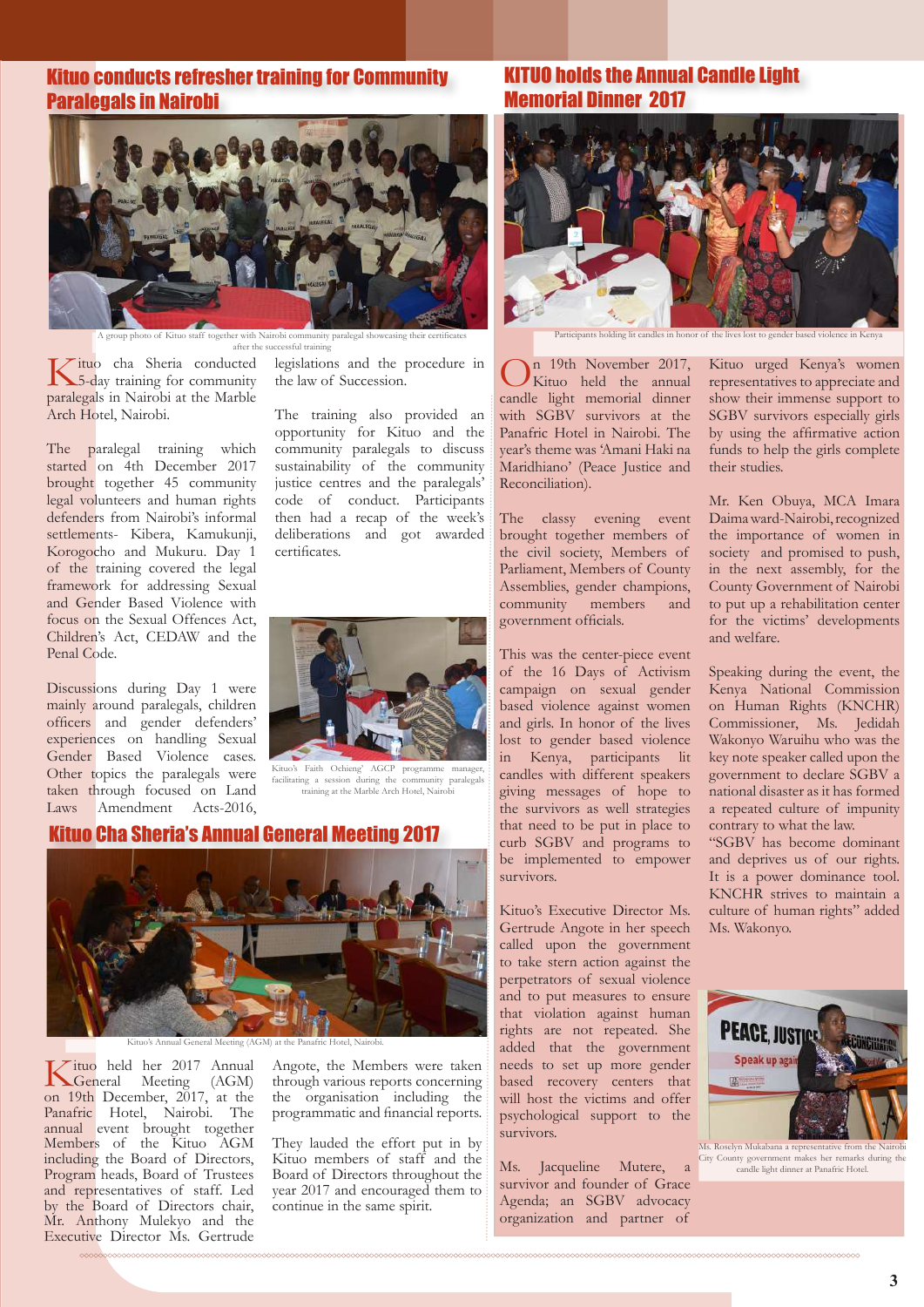## Kituo conducts refresher training for Community Paralegals in Nairobi

A group photo of Kituo staff together with Nairobi community paralegal showcasing their certificates after the successful training

Kituo cha Sheria conducted a 5-day training for community paralegals in Nairobi at the Marble Arch Hotel, Nairobi.

The paralegal training which started on 4th December 2017 brought together 45 community legal volunteers and human rights defenders from Nairobi's informal settlements- Kibera, Kamukunji, Korogocho and Mukuru. Day 1 of the training covered the legal framework for addressing Sexual and Gender Based Violence with focus on the Sexual Offences Act, Children's Act, CEDAW and the Penal Code.

Discussions during Day 1 were mainly around paralegals, children officers and gender defenders' experiences on handling Sexual Gender Based Violence cases. Other topics the paralegals were taken through focused on Land Laws Amendment Acts-2016, legislations and the procedure in the law of Succession.

The training also provided an opportunity for Kituo and the community paralegals to discuss sustainability of the community justice centres and the paralegals' code of conduct. Participants then had a recap of the week's deliberations and got awarded certificates.

Kituo's Faith Ochieng' AGCP programme manager, facilitating a session during the community paralegals training at the Marble Arch Hotel, Nairobi

## Kituo Cha Sheria's Annual General Meeting 2017

Kituo's Annual General Meeting (AGM) at the Panafric Hotel, Nairobi.

Kituo held her 2017 Annual General Meeting (AGM) on 19th December, 2017, at the Panafric Hotel, Nairobi. The annual event brought together Members of the Kituo AGM including the Board of Directors, Program heads, Board of Trustees and representatives of staff. Led by the Board of Directors chair, Mr. Anthony Mulekyo and the Executive Director Ms. Gertrude Angote, the Members were taken through various reports concerning the organisation including the programmatic and financial reports.

They lauded the effort put in by Kituo members of staff and the Board of Directors throughout the year 2017 and encouraged them to continue in the same spirit.

## KITUO holds the Annual Candle Light Memorial Dinner 2017

Participants holding lit candles in honor of the lives lost to gender based violence in Kenya

On 19th November 2017, Kituo held the annual candle light memorial dinner with SGBV survivors at the Panafric Hotel in Nairobi. The year's theme was 'Amani Haki na Maridhiano' (Peace Justice and Reconciliation).

The classy evening event brought together members of the civil society, Members of Parliament, Members of County Assemblies, gender champions, community members and government officials.

This was the center-piece event of the 16 Days of Activism campaign on sexual gender based violence against women and girls. In honor of the lives lost to gender based violence in Kenya, participants lit candles with different speakers giving messages of hope to the survivors as well strategies that need to be put in place to curb SGBV and programs to be implemented to empower survivors.

Kituo's Executive Director Ms. Gertrude Angote in her speech called upon the government to take stern action against the perpetrators of sexual violence and to put measures to ensure that violation against human rights are not repeated. She added that the government needs to set up more gender based recovery centers that will host the victims and offer psychological support to the survivors.

Ms. Jacqueline Mutere, a survivor and founder of Grace Agenda; an SGBV advocacy organization and partner of Kituo urged Kenya's women representatives to appreciate and show their immense support to SGBV survivors especially girls by using the affirmative action funds to help the girls complete their studies.

Mr. Ken Obuya, MCA Imara Daima ward-Nairobi, recognized the importance of women in society and promised to push, in the next assembly, for the County Government of Nairobi to put up a rehabilitation center for the victims' developments and welfare.

Speaking during the event, the Kenya National Commission on Human Rights (KNCHR) Commissioner, Ms. Jedidah Wakonyo Waruihu who was the key note speaker called upon the government to declare SGBV a national disaster as it has formed a repeated culture of impunity contrary to what the law. "SGBV has become dominant and deprives us of our rights. It is a power dominance tool. KNCHR strives to maintain a culture of human rights" added Ms. Wakonyo.

Ms. Roselyn Mukabana a representative from the Nairobi City County government makes her remarks during the candle light dinner at Panafric Hotel.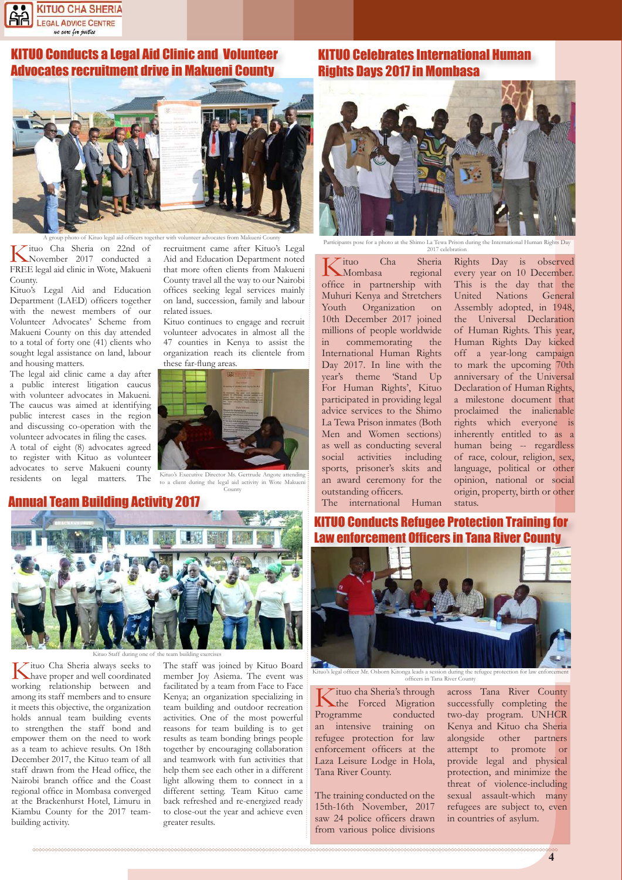## KITUO Conducts a Legal Aid Clinic and Volunteer Advocates recruitment drive in Makueni County

A group photo of Kituo legal aid officers together with volunteer advocates from Makueni County

Kituo Cha Sheria on 22nd of November 2017 conducted a FREE legal aid clinic in Wote, Makueni County.

Kituo's Legal Aid and Education Department (LAED) officers together with the newest members of our Volunteer Advocates' Scheme from Makueni County on this day attended to a total of forty one (41) clients who sought legal assistance on land, labour and housing matters.

The legal aid clinic came a day after a public interest litigation caucus with volunteer advocates in Makueni. The caucus was aimed at identifying public interest cases in the region and discussing co-operation with the volunteer advocates in filing the cases.

A total of eight (8) advocates agreed to register with Kituo as volunteer advocates to serve Makueni county residents on legal matters. The recruitment came after Kituo's Legal Aid and Education Department noted that more often clients from Makueni County travel all the way to our Nairobi offices seeking legal services mainly on land, succession, family and labour related issues.

Kituo continues to engage and recruit volunteer advocates in almost all the 47 counties in Kenya to assist the organization reach its clientele from these far-flung areas.

Kituo's Executive Director Ms. Gertrude Angote attending to a client during the legal aid activity in Wote Makueni County

## Annual Team Building Activity 2017

Kituo Staff during one of the team building exercises

Kituo Cha Sheria always seeks to have proper and well coordinated working relationship between and among its staff members and to ensure it meets this objective, the organization holds annual team building events to strengthen the staff bond and empower them on the need to work as a team to achieve results. On 18th December 2017, the Kituo team of all staff drawn from the Head office, the Nairobi branch office and the Coast regional office in Mombasa converged at the Brackenhurst Hotel, Limuru in Kiambu County for the 2017 team-building activity.

The staff was joined by Kituo Board member Joy Asiema. The event was facilitated by a team from Face to Face Kenya; an organization specializing in team building and outdoor recreation activities. One of the most powerful reasons for team building is to get results as team bonding brings people together by encouraging collaboration and teamwork with fun activities that help them see each other in a different light allowing them to connect in a different setting. Team Kituo came back refreshed and re-energized ready to close-out the year and achieve even greater results.

## KITUO Celebrates International Human Rights Days 2017 in Mombasa

Participants pose for a photo at the Shimo La Tewa Prison during the International Human Rights Day 2017 celebration

Kituo Cha Sheria Mombasa regional office in partnership with Muhuri Kenya and Stretchers Youth Organization on 10th December 2017 joined millions of people worldwide in commemorating the International Human Rights Day 2017. In line with the year's theme 'Stand Up For Human Rights', Kituo participated in providing legal advice services to the Shimo La Tewa Prison inmates (Both Men and Women sections) as well as conducting several social activities including sports, prisoner's skits and an award ceremony for the outstanding officers.

The international Human Rights Day is observed every year on 10 December. This is the day that the United Nations General Assembly adopted, in 1948, the Universal Declaration of Human Rights. This year, the Human Rights Day kicked off a year-long campaign to mark the upcoming 70th anniversary of the Universal Declaration of Human Rights, a milestone document that proclaimed the inalienable rights which everyone is inherently entitled to as a human being -- regardless of race, colour, religion, sex, language, political or other opinion, national or social origin, property, birth or other status.

## KITUO Conducts Refugee Protection Training for Law enforcement Officers in Tana River County

Kituo's legal officer Mr. Osborn Kitonga leads a session during the refugee protection for law enforcement officers in Tana River County

Kituo cha Sheria's through the Forced Migration Programme conducted an intensive training on refugee protection for law enforcement officers at the Laza Leisure Lodge in Hola, Tana River County.

The training conducted on the 15th-16th November, 2017 saw 24 police officers drawn from various police divisions across Tana River County successfully completing the two-day program. UNHCR Kenya and Kituo cha Sheria alongside other partners attempt to promote or provide legal and physical protection, and minimize the threat of violence-including sexual assault-which many refugees are subject to, even in countries of asylum.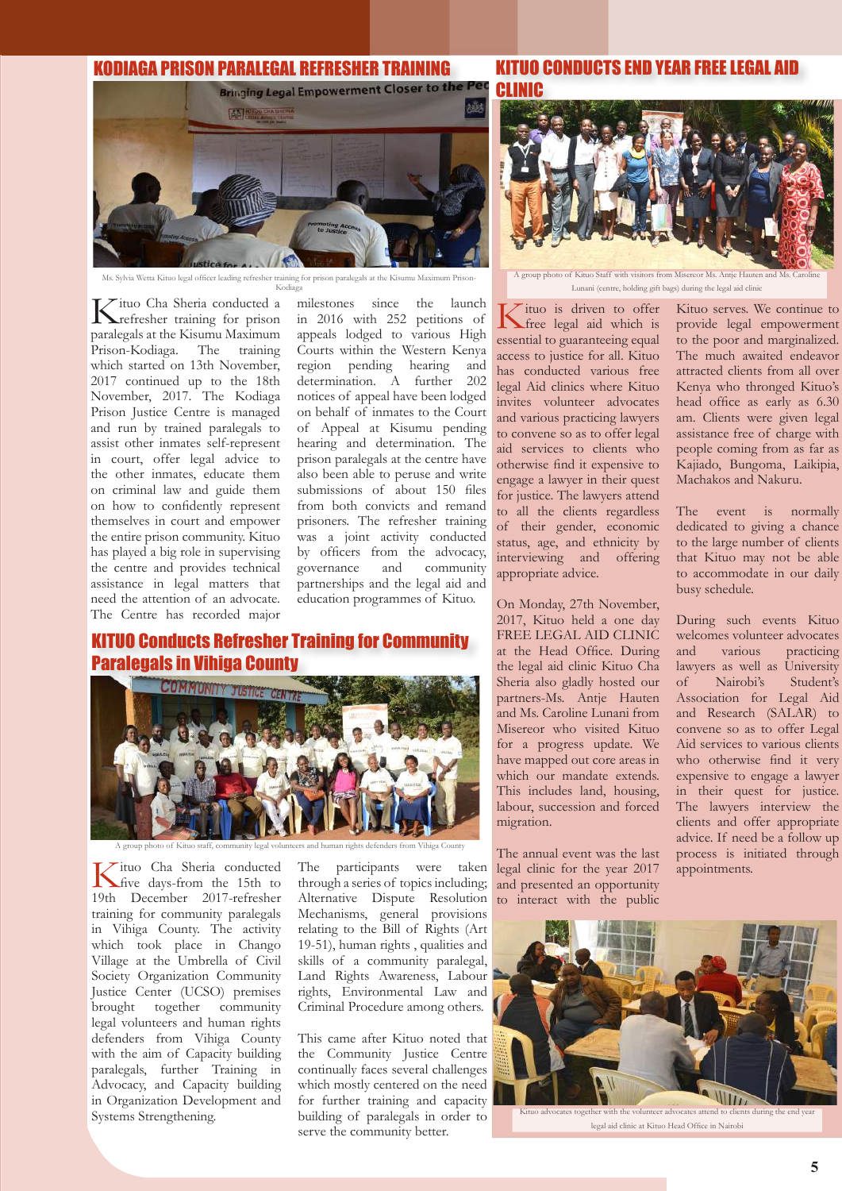## KODIAGA PRISON PARALEGAL REFRESHER TRAINING

Ms. Sylvia Wetta Kituo legal officer leading refresher training for prison paralegals at the Kisumu Maximum Prison-Kodiaga

Kituo Cha Sheria conducted a refresher training for prison paralegals at the Kisumu Maximum Prison-Kodiaga. The training which started on 13th November, 2017 continued up to the 18th November, 2017. The Kodiaga Prison Justice Centre is managed and run by trained paralegals to assist other inmates self-represent in court, offer legal advice to the other inmates, educate them on criminal law and guide them on how to confidently represent themselves in court and empower the entire prison community. Kituo has played a big role in supervising the centre and provides technical assistance in legal matters that need the attention of an advocate. The Centre has recorded major milestones since the launch in 2016 with 252 petitions of appeals lodged to various High Courts within the Western Kenya region pending hearing and determination. A further 202 notices of appeal have been lodged on behalf of inmates to the Court of Appeal at Kisumu pending hearing and determination. The prison paralegals at the centre have also been able to peruse and write submissions of about 150 files from both convicts and remand prisoners. The refresher training was a joint activity conducted by officers from the advocacy, governance and community partnerships and the legal aid and education programmes of Kituo.

## KITUO Conducts Refresher Training for Community Paralegals in Vihiga County

A group photo of Kituo staff, community legal volunteers and human rights defenders from Vihiga County

Kituo Cha Sheria conducted five days-from the 15th to 19th December 2017-refresher training for community paralegals in Vihiga County. The activity which took place in Chango Village at the Umbrella of Civil Society Organization Community Justice Center (UCSO) premises brought together community legal volunteers and human rights defenders from Vihiga County with the aim of Capacity building paralegals, further Training in Advocacy, and Capacity building in Organization Development and Systems Strengthening.

The participants were taken through a series of topics including; Alternative Dispute Resolution Mechanisms, general provisions relating to the Bill of Rights (Art 19-51), human rights , qualities and skills of a community paralegal, Land Rights Awareness, Labour rights, Environmental Law and Criminal Procedure among others.

This came after Kituo noted that the Community Justice Centre continually faces several challenges which mostly centered on the need for further training and capacity building of paralegals in order to serve the community better.

## KITUO CONDUCTS END YEAR FREE LEGAL AID CLINIC

A group photo of Kituo Staff with visitors from Misereor Ms. Antje Hauten and Ms. Caroline Lunani (centre, holding gift bags) during the legal aid clinic

Kituo is driven to offer free legal aid which is essential to guaranteeing equal access to justice for all. Kituo has conducted various free legal Aid clinics where Kituo invites volunteer advocates and various practicing lawyers to convene so as to offer legal aid services to clients who otherwise find it expensive to engage a lawyer in their quest for justice. The lawyers attend to all the clients regardless of their gender, economic status, age, and ethnicity by interviewing and offering appropriate advice.

On Monday, 27th November, 2017, Kituo held a one day FREE LEGAL AID CLINIC at the Head Office. During the legal aid clinic Kituo Cha Sheria also gladly hosted our partners-Ms. Antje Hauten and Ms. Caroline Lunani from Misereor who visited Kituo for a progress update. We have mapped out core areas in which our mandate extends. This includes land, housing, labour, succession and forced migration.

The annual event was the last legal clinic for the year 2017 and presented an opportunity to interact with the public Kituo serves. We continue to provide legal empowerment to the poor and marginalized. The much awaited endeavor attracted clients from all over Kenya who thronged Kituo's head office as early as 6.30 am. Clients were given legal assistance free of charge with people coming from as far as Kajiado, Bungoma, Laikipia, Machakos and Nakuru.

The event is normally dedicated to giving a chance to the large number of clients that Kituo may not be able to accommodate in our daily busy schedule.

During such events Kituo welcomes volunteer advocates and various practicing lawyers as well as University of Nairobi's Student's Association for Legal Aid and Research (SALAR) to convene so as to offer Legal Aid services to various clients who otherwise find it very expensive to engage a lawyer in their quest for justice. The lawyers interview the clients and offer appropriate advice. If need be a follow up process is initiated through appointments.

Kituo advocates together with the volunteer advocates attend to clients during the end year legal aid clinic at Kituo Head Office in Nairobi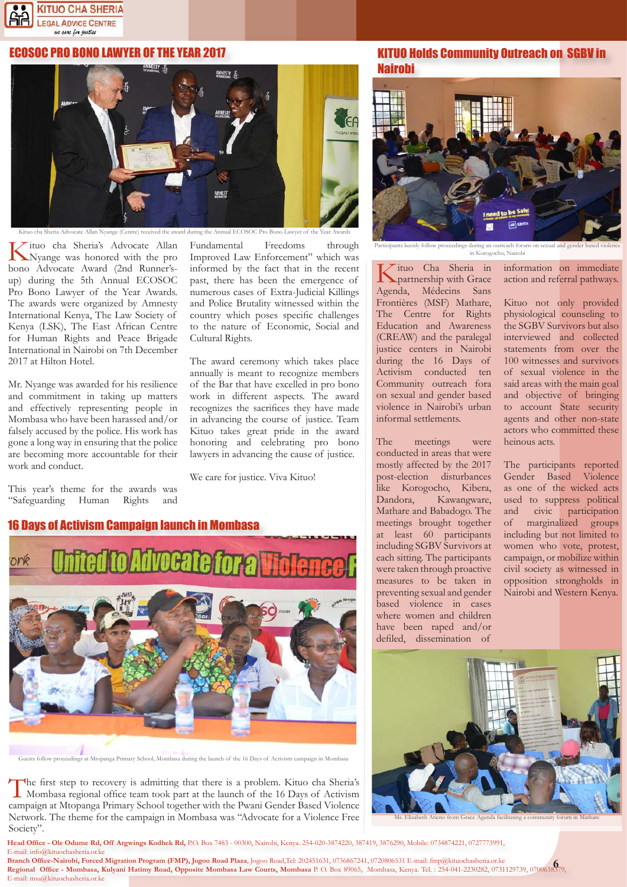## ECOSOC PRO BONO LAWYER OF THE YEAR 2017

Kituo cha Sheria Advocate Allan Nyange (Centre) received the award during the Annual ECOSOC Pro Bono Lawyer of the Year Awards

Kituo cha Sheria's Advocate Allan Nyange was honored with the pro bono Advocate Award (2nd Runner's-up) during the 5th Annual ECOSOC Pro Bono Lawyer of the Year Awards. The awards were organized by Amnesty International Kenya, The Law Society of Kenya (LSK), The East African Centre for Human Rights and Peace Brigade International in Nairobi on 7th December 2017 at Hilton Hotel.

Mr. Nyange was awarded for his resilience and commitment in taking up matters and effectively representing people in Mombasa who have been harassed and/or falsely accused by the police. His work has gone a long way in ensuring that the police are becoming more accountable for their work and conduct.

This year's theme for the awards was "Safeguarding Human Rights and Fundamental Freedoms through Improved Law Enforcement" which was informed by the fact that in the recent past, there has been the emergence of numerous cases of Extra-Judicial Killings and Police Brutality witnessed within the country which poses specific challenges to the nature of Economic, Social and Cultural Rights.

The award ceremony which takes place annually is meant to recognize members of the Bar that have excelled in pro bono work in different aspects. The award recognizes the sacrifices they have made in advancing the course of justice. Team Kituo takes great pride in the award honoring and celebrating pro bono lawyers in advancing the cause of justice.

We care for justice. Viva Kituo!

## 16 Days of Activism Campaign launch in Mombasa

Guests follow proceedings at Mtopanga Primary School, Mombasa during the launch of the 16 Days of Activism campaign in Mombasa

The first step to recovery is admitting that there is a problem. Kituo cha Sheria's Mombasa regional office team took part at the launch of the 16 Days of Activism campaign at Mtopanga Primary School together with the Pwani Gender Based Violence Network. The theme for the campaign in Mombasa was "Advocate for a Violence Free Society".

## KITUO Holds Community Outreach on SGBV in Nairobi

Participants keenly follow proceedings during an outreach forum on sexual and gender based violence in Korogocho, Nairobi

Kituo Cha Sheria in partnership with Grace Agenda, Médecins Sans Frontières (MSF) Mathare, The Centre for Rights Education and Awareness (CREAW) and the paralegal justice centers in Nairobi during the 16 Days of Activism conducted ten Community outreach fora on sexual and gender based violence in Nairobi's urban informal settlements.

The meetings were conducted in areas that were mostly affected by the 2017 post-election disturbances like Korogocho, Kibera, Dandora, Kawangware, Mathare and Babadogo. The meetings brought together at least 60 participants including SGBV Survivors at each sitting. The participants were taken through proactive measures to be taken in preventing sexual and gender based violence in cases where women and children have been raped and/or defiled, dissemination of information on immediate action and referral pathways.

Kituo not only provided physiological counseling to the SGBV Survivors but also interviewed and collected statements from over the 100 witnesses and survivors of sexual violence in the said areas with the main goal and objective of bringing to account State security agents and other non-state actors who committed these heinous acts.

The participants reported Gender Based Violence as one of the wicked acts used to suppress political and civic participation of marginalized groups including but not limited to women who vote, protest, campaign, or mobilize within civil society as witnessed in opposition strongholds in Nairobi and Western Kenya.

Ms. Elizabeth Atieno from Grace Agenda facilitating a community forum in Mathare

**Head Office - Ole Odume Rd, Off Argwings Kodhek Rd,** P.O. Box 7483 - 00300, Nairobi, Kenya. 254-020-3874220, 387419, 3876290, Mobile: 0734874221, 0727773991, E-mail: info@kituochasheria.or.ke

**Branch Office-Nairobi, Forced Migration Program (FMP), Jogoo Road Plaza**, Jogoo Road,Tel: 202451631, 0736867241, 0720806531 E-mail: fmp@kituochasheria.or.ke

**Regional Office - Mombasa, Kulyani Hatimy Road, Opposite Mombasa Law Courts, Mombasa** P. O. Box 89065, Mombasa, Kenya. Tel. : 254-041-2230282, 0731129739, 0700638379, E-mail: msa@kituochasheria.or.ke